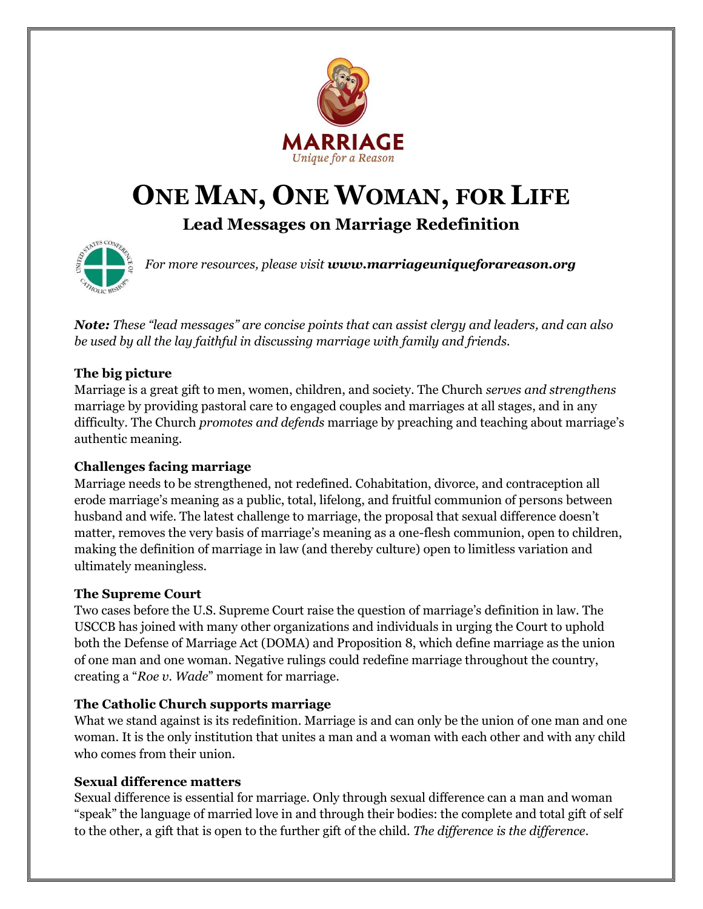MARRIAGE

*Unique for a Reason*

# ONE MAN, ONE WOMAN, FOR LIFE

## Lead Messages on Marriage Redefinition

*For more resources, please visit **www.marriageuniqueforareason.org***

***Note:*** *These "lead messages" are concise points that can assist clergy and leaders, and can also be used by all the lay faithful in discussing marriage with family and friends.*

### The big picture

Marriage is a great gift to men, women, children, and society. The Church *serves and strengthens* marriage by providing pastoral care to engaged couples and marriages at all stages, and in any difficulty. The Church *promotes and defends* marriage by preaching and teaching about marriage's authentic meaning.

### Challenges facing marriage

Marriage needs to be strengthened, not redefined. Cohabitation, divorce, and contraception all erode marriage's meaning as a public, total, lifelong, and fruitful communion of persons between husband and wife. The latest challenge to marriage, the proposal that sexual difference doesn't matter, removes the very basis of marriage's meaning as a one-flesh communion, open to children, making the definition of marriage in law (and thereby culture) open to limitless variation and ultimately meaningless.

### The Supreme Court

Two cases before the U.S. Supreme Court raise the question of marriage's definition in law. The USCCB has joined with many other organizations and individuals in urging the Court to uphold both the Defense of Marriage Act (DOMA) and Proposition 8, which define marriage as the union of one man and one woman. Negative rulings could redefine marriage throughout the country, creating a "*Roe v. Wade*" moment for marriage.

### The Catholic Church supports marriage

What we stand against is its redefinition. Marriage is and can only be the union of one man and one woman. It is the only institution that unites a man and a woman with each other and with any child who comes from their union.

### Sexual difference matters

Sexual difference is essential for marriage. Only through sexual difference can a man and woman "speak" the language of married love in and through their bodies: the complete and total gift of self to the other, a gift that is open to the further gift of the child. *The difference is the difference*.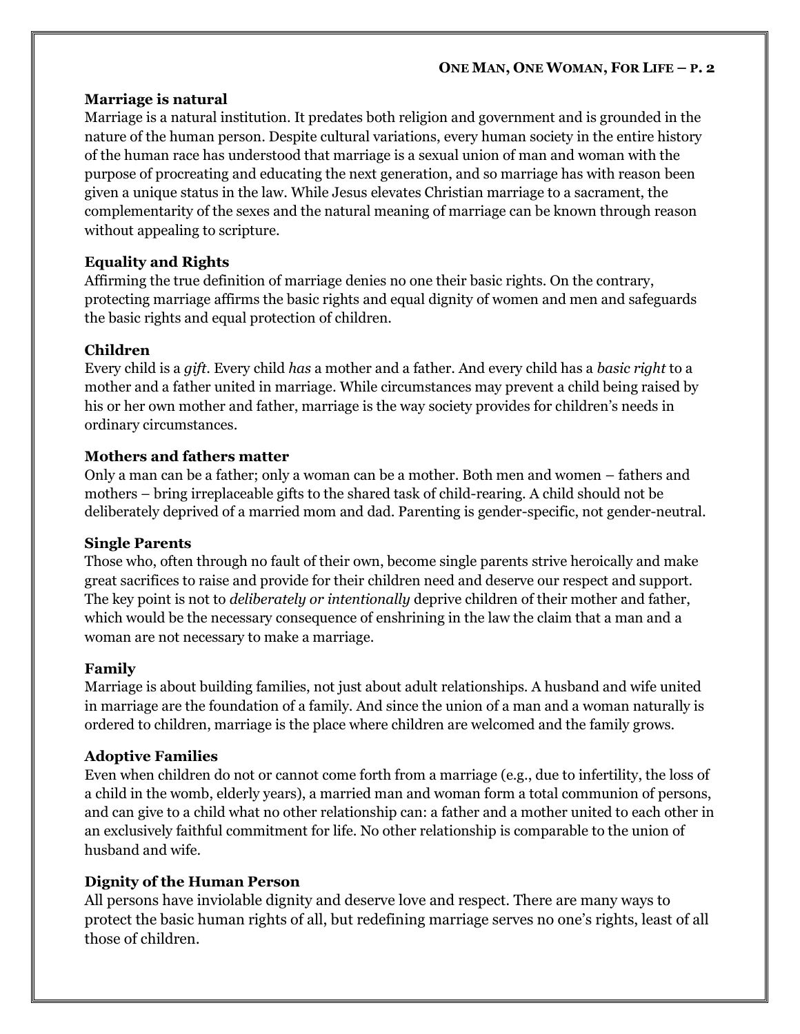**Marriage is natural**

Marriage is a natural institution. It predates both religion and government and is grounded in the nature of the human person. Despite cultural variations, every human society in the entire history of the human race has understood that marriage is a sexual union of man and woman with the purpose of procreating and educating the next generation, and so marriage has with reason been given a unique status in the law. While Jesus elevates Christian marriage to a sacrament, the complementarity of the sexes and the natural meaning of marriage can be known through reason without appealing to scripture.

**Equality and Rights**

Affirming the true definition of marriage denies no one their basic rights. On the contrary, protecting marriage affirms the basic rights and equal dignity of women and men and safeguards the basic rights and equal protection of children.

**Children**

Every child is a *gift*. Every child *has* a mother and a father. And every child has a *basic right* to a mother and a father united in marriage. While circumstances may prevent a child being raised by his or her own mother and father, marriage is the way society provides for children's needs in ordinary circumstances.

**Mothers and fathers matter**

Only a man can be a father; only a woman can be a mother. Both men and women – fathers and mothers – bring irreplaceable gifts to the shared task of child-rearing. A child should not be deliberately deprived of a married mom and dad. Parenting is gender-specific, not gender-neutral.

**Single Parents**

Those who, often through no fault of their own, become single parents strive heroically and make great sacrifices to raise and provide for their children need and deserve our respect and support. The key point is not to *deliberately or intentionally* deprive children of their mother and father, which would be the necessary consequence of enshrining in the law the claim that a man and a woman are not necessary to make a marriage.

**Family**

Marriage is about building families, not just about adult relationships. A husband and wife united in marriage are the foundation of a family. And since the union of a man and a woman naturally is ordered to children, marriage is the place where children are welcomed and the family grows.

**Adoptive Families**

Even when children do not or cannot come forth from a marriage (e.g., due to infertility, the loss of a child in the womb, elderly years), a married man and woman form a total communion of persons, and can give to a child what no other relationship can: a father and a mother united to each other in an exclusively faithful commitment for life. No other relationship is comparable to the union of husband and wife.

**Dignity of the Human Person**

All persons have inviolable dignity and deserve love and respect. There are many ways to protect the basic human rights of all, but redefining marriage serves no one's rights, least of all those of children.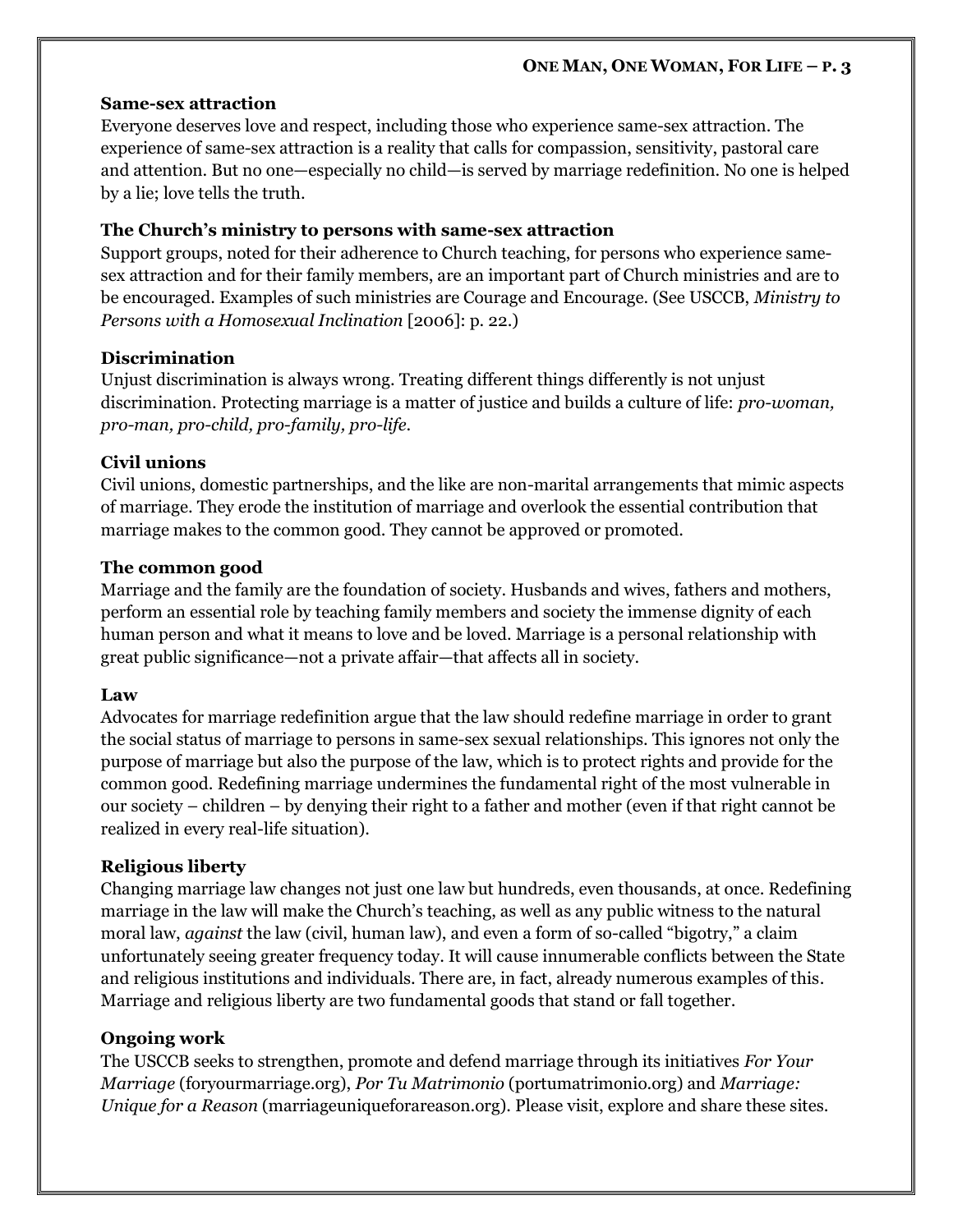**Same-sex attraction**

Everyone deserves love and respect, including those who experience same-sex attraction. The experience of same-sex attraction is a reality that calls for compassion, sensitivity, pastoral care and attention. But no one—especially no child—is served by marriage redefinition. No one is helped by a lie; love tells the truth.

**The Church's ministry to persons with same-sex attraction**

Support groups, noted for their adherence to Church teaching, for persons who experience same-sex attraction and for their family members, are an important part of Church ministries and are to be encouraged. Examples of such ministries are Courage and Encourage. (See USCCB, *Ministry to Persons with a Homosexual Inclination* [2006]: p. 22.)

**Discrimination**

Unjust discrimination is always wrong. Treating different things differently is not unjust discrimination. Protecting marriage is a matter of justice and builds a culture of life: *pro-woman, pro-man, pro-child, pro-family, pro-life.*

**Civil unions**

Civil unions, domestic partnerships, and the like are non-marital arrangements that mimic aspects of marriage. They erode the institution of marriage and overlook the essential contribution that marriage makes to the common good. They cannot be approved or promoted.

**The common good**

Marriage and the family are the foundation of society. Husbands and wives, fathers and mothers, perform an essential role by teaching family members and society the immense dignity of each human person and what it means to love and be loved. Marriage is a personal relationship with great public significance—not a private affair—that affects all in society.

**Law**

Advocates for marriage redefinition argue that the law should redefine marriage in order to grant the social status of marriage to persons in same-sex sexual relationships. This ignores not only the purpose of marriage but also the purpose of the law, which is to protect rights and provide for the common good. Redefining marriage undermines the fundamental right of the most vulnerable in our society – children – by denying their right to a father and mother (even if that right cannot be realized in every real-life situation).

**Religious liberty**

Changing marriage law changes not just one law but hundreds, even thousands, at once. Redefining marriage in the law will make the Church's teaching, as well as any public witness to the natural moral law, *against* the law (civil, human law), and even a form of so-called "bigotry," a claim unfortunately seeing greater frequency today. It will cause innumerable conflicts between the State and religious institutions and individuals. There are, in fact, already numerous examples of this. Marriage and religious liberty are two fundamental goods that stand or fall together.

**Ongoing work**

The USCCB seeks to strengthen, promote and defend marriage through its initiatives *For Your Marriage* (foryourmarriage.org), *Por Tu Matrimonio* (portumatrimonio.org) and *Marriage: Unique for a Reason* (marriageuniqueforareason.org). Please visit, explore and share these sites.